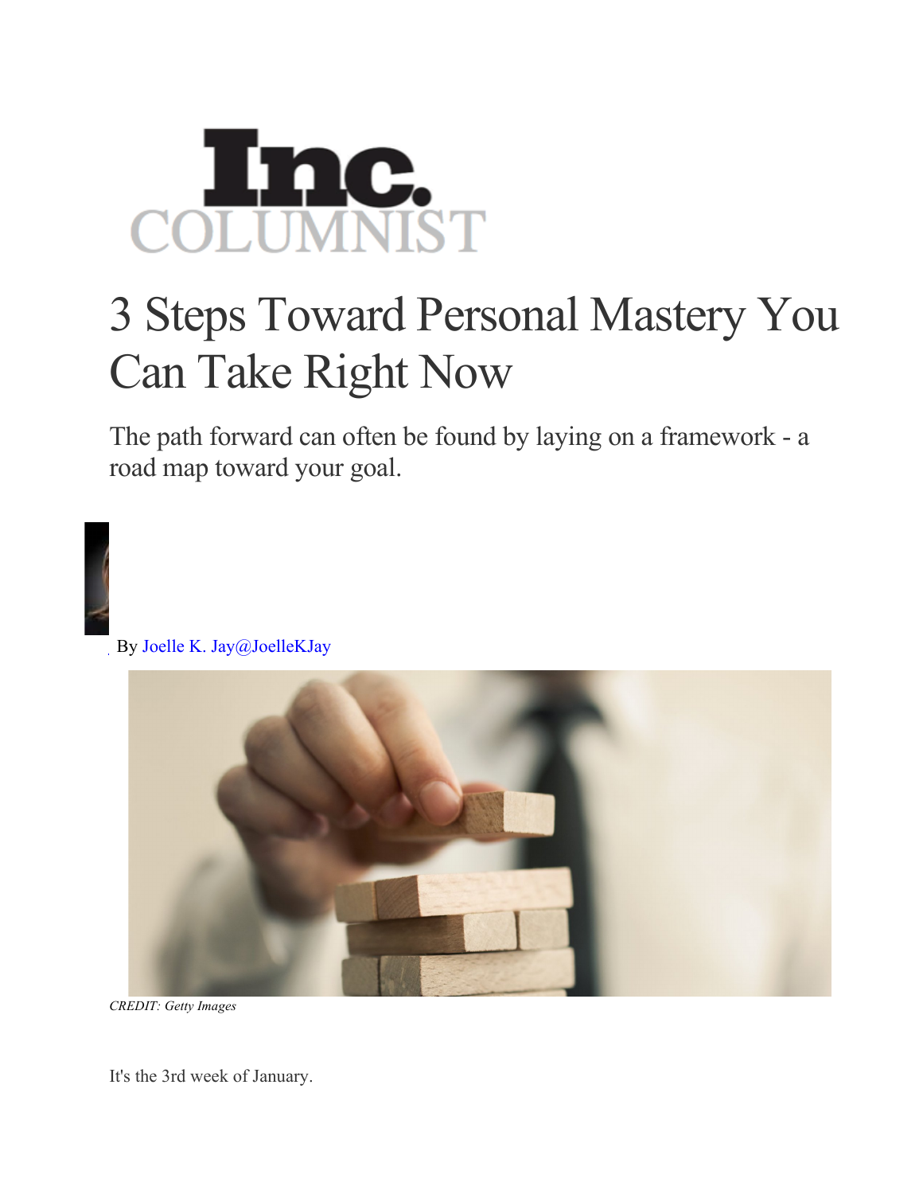Inc. COLUMNIST

# 3 Steps Toward Personal Mastery You Can Take Right Now

The path forward can often be found by laying on a framework - a road map toward your goal.

By Joelle K. Jay@JoelleKJay

*CREDIT: Getty Images*

It's the 3rd week of January.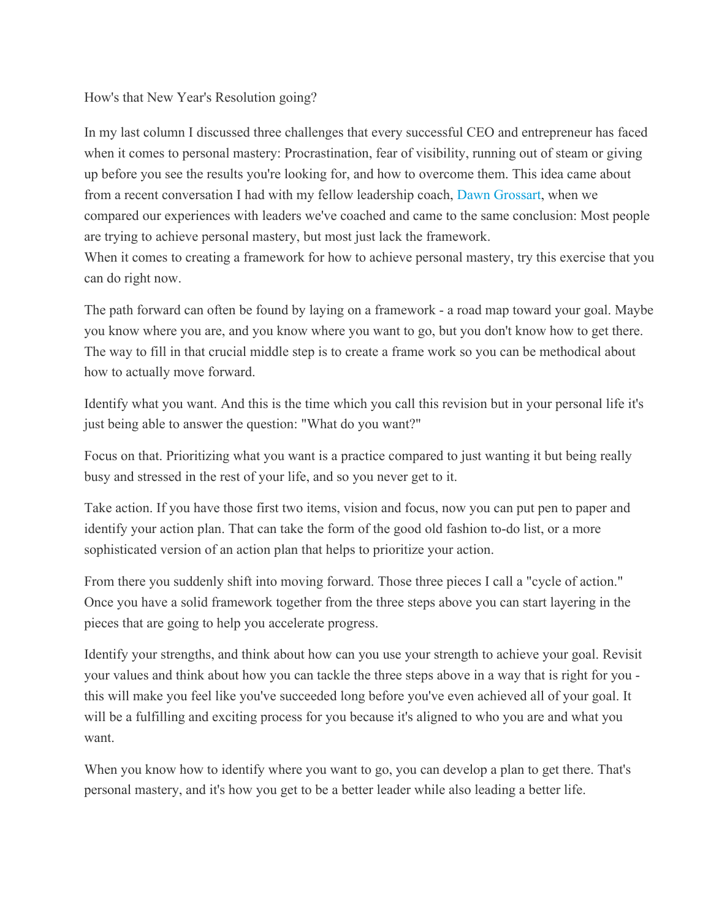How's that New Year's Resolution going?

In my last column I discussed three challenges that every successful CEO and entrepreneur has faced when it comes to personal mastery: Procrastination, fear of visibility, running out of steam or giving up before you see the results you're looking for, and how to overcome them. This idea came about from a recent conversation I had with my fellow leadership coach, Dawn Grossart, when we compared our experiences with leaders we've coached and came to the same conclusion: Most people are trying to achieve personal mastery, but most just lack the framework.
When it comes to creating a framework for how to achieve personal mastery, try this exercise that you can do right now.

The path forward can often be found by laying on a framework - a road map toward your goal. Maybe you know where you are, and you know where you want to go, but you don't know how to get there. The way to fill in that crucial middle step is to create a frame work so you can be methodical about how to actually move forward.

Identify what you want. And this is the time which you call this revision but in your personal life it's just being able to answer the question: "What do you want?"

Focus on that. Prioritizing what you want is a practice compared to just wanting it but being really busy and stressed in the rest of your life, and so you never get to it.

Take action. If you have those first two items, vision and focus, now you can put pen to paper and identify your action plan. That can take the form of the good old fashion to-do list, or a more sophisticated version of an action plan that helps to prioritize your action.

From there you suddenly shift into moving forward. Those three pieces I call a "cycle of action." Once you have a solid framework together from the three steps above you can start layering in the pieces that are going to help you accelerate progress.

Identify your strengths, and think about how can you use your strength to achieve your goal. Revisit your values and think about how you can tackle the three steps above in a way that is right for you - this will make you feel like you've succeeded long before you've even achieved all of your goal. It will be a fulfilling and exciting process for you because it's aligned to who you are and what you want.

When you know how to identify where you want to go, you can develop a plan to get there. That's personal mastery, and it's how you get to be a better leader while also leading a better life.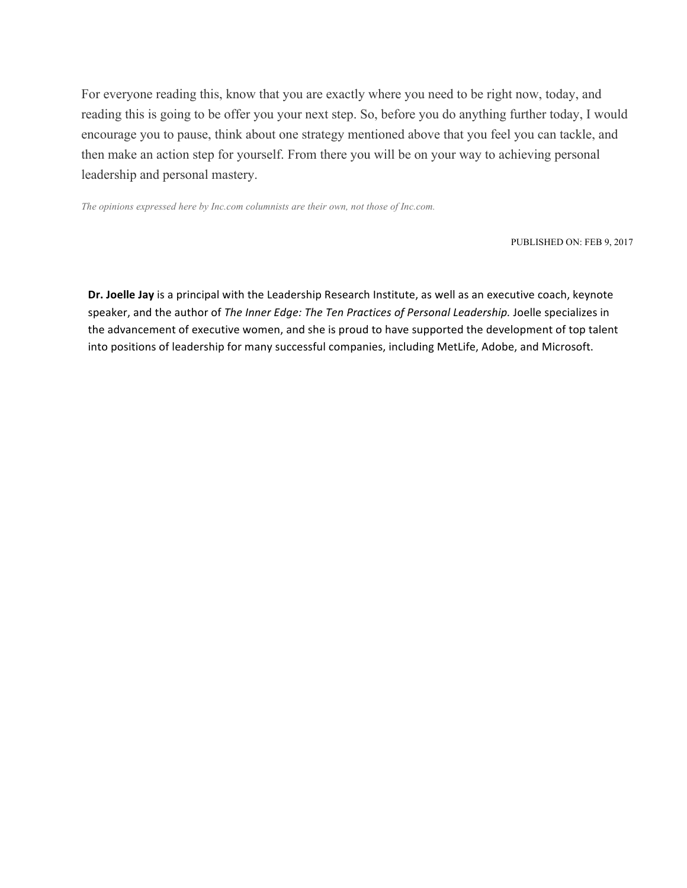For everyone reading this, know that you are exactly where you need to be right now, today, and reading this is going to be offer you your next step. So, before you do anything further today, I would encourage you to pause, think about one strategy mentioned above that you feel you can tackle, and then make an action step for yourself. From there you will be on your way to achieving personal leadership and personal mastery.

*The opinions expressed here by Inc.com columnists are their own, not those of Inc.com.*

PUBLISHED ON: FEB 9, 2017

**Dr. Joelle Jay** is a principal with the Leadership Research Institute, as well as an executive coach, keynote speaker, and the author of *The Inner Edge: The Ten Practices of Personal Leadership.* Joelle specializes in the advancement of executive women, and she is proud to have supported the development of top talent into positions of leadership for many successful companies, including MetLife, Adobe, and Microsoft.